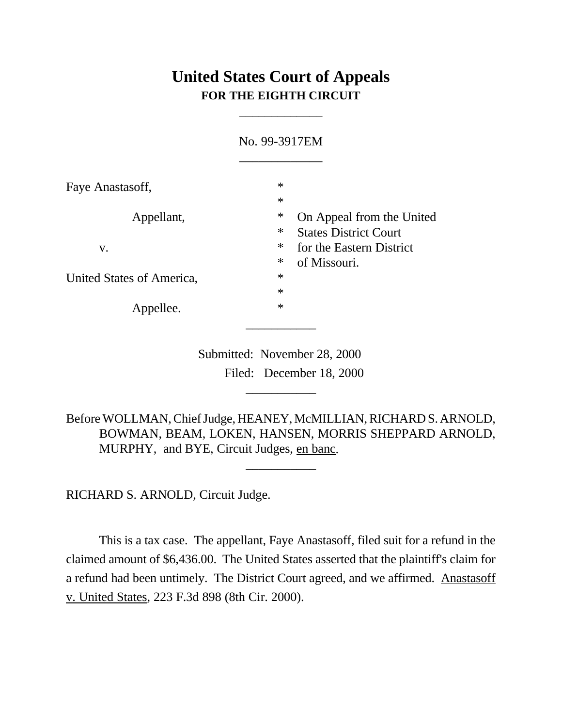# United States Court of Appeals
## FOR THE EIGHTH CIRCUIT

___________

No. 99-3917EM

___________

| | | |
|---|---|---|
| Faye Anastasoff, | * | |
| | * | |
| Appellant, | * | On Appeal from the United |
| | * | States District Court |
| v. | * | for the Eastern District |
| | * | of Missouri. |
| United States of America, | * | |
| | * | |
| Appellee. | * | |

___________

Submitted: November 28, 2000

Filed: December 18, 2000

___________

Before WOLLMAN, Chief Judge, HEANEY, McMILLIAN, RICHARD S. ARNOLD, BOWMAN, BEAM, LOKEN, HANSEN, MORRIS SHEPPARD ARNOLD, MURPHY, and BYE, Circuit Judges, en banc.

___________

RICHARD S. ARNOLD, Circuit Judge.

This is a tax case. The appellant, Faye Anastasoff, filed suit for a refund in the claimed amount of $6,436.00. The United States asserted that the plaintiff's claim for a refund had been untimely. The District Court agreed, and we affirmed. Anastasoff v. United States, 223 F.3d 898 (8th Cir. 2000).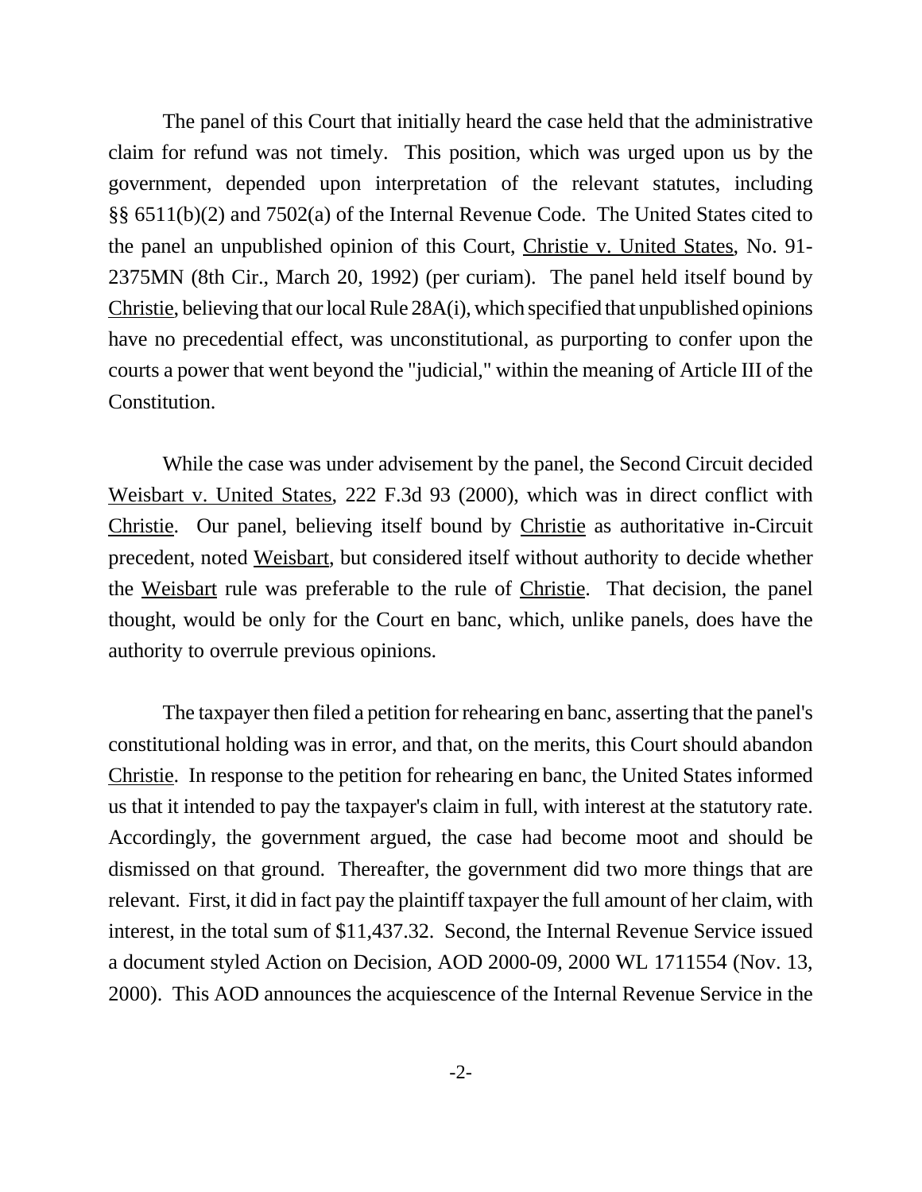The panel of this Court that initially heard the case held that the administrative claim for refund was not timely. This position, which was urged upon us by the government, depended upon interpretation of the relevant statutes, including §§ 6511(b)(2) and 7502(a) of the Internal Revenue Code. The United States cited to the panel an unpublished opinion of this Court, Christie v. United States, No. 91-2375MN (8th Cir., March 20, 1992) (per curiam). The panel held itself bound by Christie, believing that our local Rule 28A(i), which specified that unpublished opinions have no precedential effect, was unconstitutional, as purporting to confer upon the courts a power that went beyond the "judicial," within the meaning of Article III of the Constitution.

While the case was under advisement by the panel, the Second Circuit decided Weisbart v. United States, 222 F.3d 93 (2000), which was in direct conflict with Christie. Our panel, believing itself bound by Christie as authoritative in-Circuit precedent, noted Weisbart, but considered itself without authority to decide whether the Weisbart rule was preferable to the rule of Christie. That decision, the panel thought, would be only for the Court en banc, which, unlike panels, does have the authority to overrule previous opinions.

The taxpayer then filed a petition for rehearing en banc, asserting that the panel's constitutional holding was in error, and that, on the merits, this Court should abandon Christie. In response to the petition for rehearing en banc, the United States informed us that it intended to pay the taxpayer's claim in full, with interest at the statutory rate. Accordingly, the government argued, the case had become moot and should be dismissed on that ground. Thereafter, the government did two more things that are relevant. First, it did in fact pay the plaintiff taxpayer the full amount of her claim, with interest, in the total sum of $11,437.32. Second, the Internal Revenue Service issued a document styled Action on Decision, AOD 2000-09, 2000 WL 1711554 (Nov. 13, 2000). This AOD announces the acquiescence of the Internal Revenue Service in the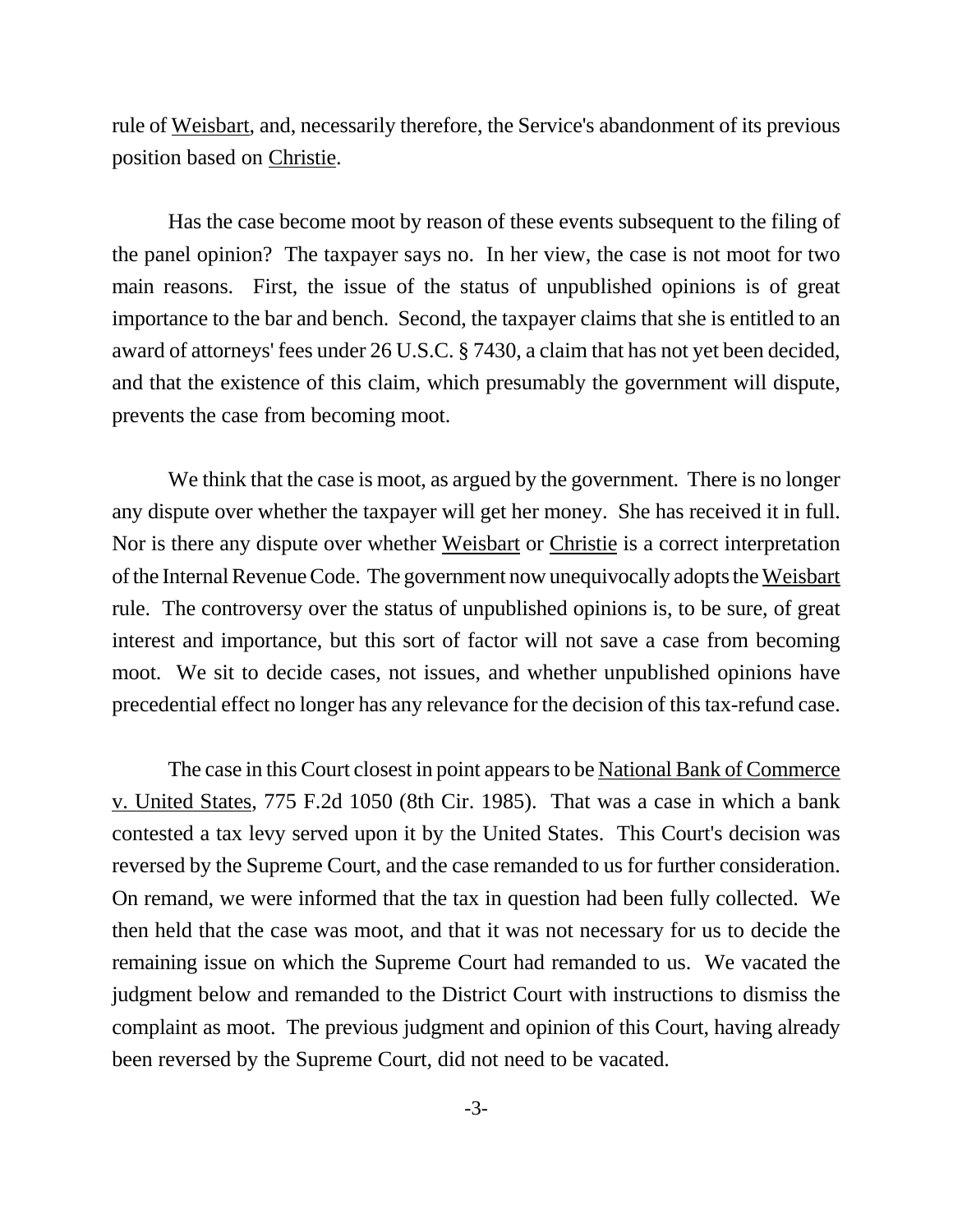rule of Weisbart, and, necessarily therefore, the Service's abandonment of its previous position based on Christie.

Has the case become moot by reason of these events subsequent to the filing of the panel opinion? The taxpayer says no. In her view, the case is not moot for two main reasons. First, the issue of the status of unpublished opinions is of great importance to the bar and bench. Second, the taxpayer claims that she is entitled to an award of attorneys' fees under 26 U.S.C. § 7430, a claim that has not yet been decided, and that the existence of this claim, which presumably the government will dispute, prevents the case from becoming moot.

We think that the case is moot, as argued by the government. There is no longer any dispute over whether the taxpayer will get her money. She has received it in full. Nor is there any dispute over whether Weisbart or Christie is a correct interpretation of the Internal Revenue Code. The government now unequivocally adopts the Weisbart rule. The controversy over the status of unpublished opinions is, to be sure, of great interest and importance, but this sort of factor will not save a case from becoming moot. We sit to decide cases, not issues, and whether unpublished opinions have precedential effect no longer has any relevance for the decision of this tax-refund case.

The case in this Court closest in point appears to be National Bank of Commerce v. United States, 775 F.2d 1050 (8th Cir. 1985). That was a case in which a bank contested a tax levy served upon it by the United States. This Court's decision was reversed by the Supreme Court, and the case remanded to us for further consideration. On remand, we were informed that the tax in question had been fully collected. We then held that the case was moot, and that it was not necessary for us to decide the remaining issue on which the Supreme Court had remanded to us. We vacated the judgment below and remanded to the District Court with instructions to dismiss the complaint as moot. The previous judgment and opinion of this Court, having already been reversed by the Supreme Court, did not need to be vacated.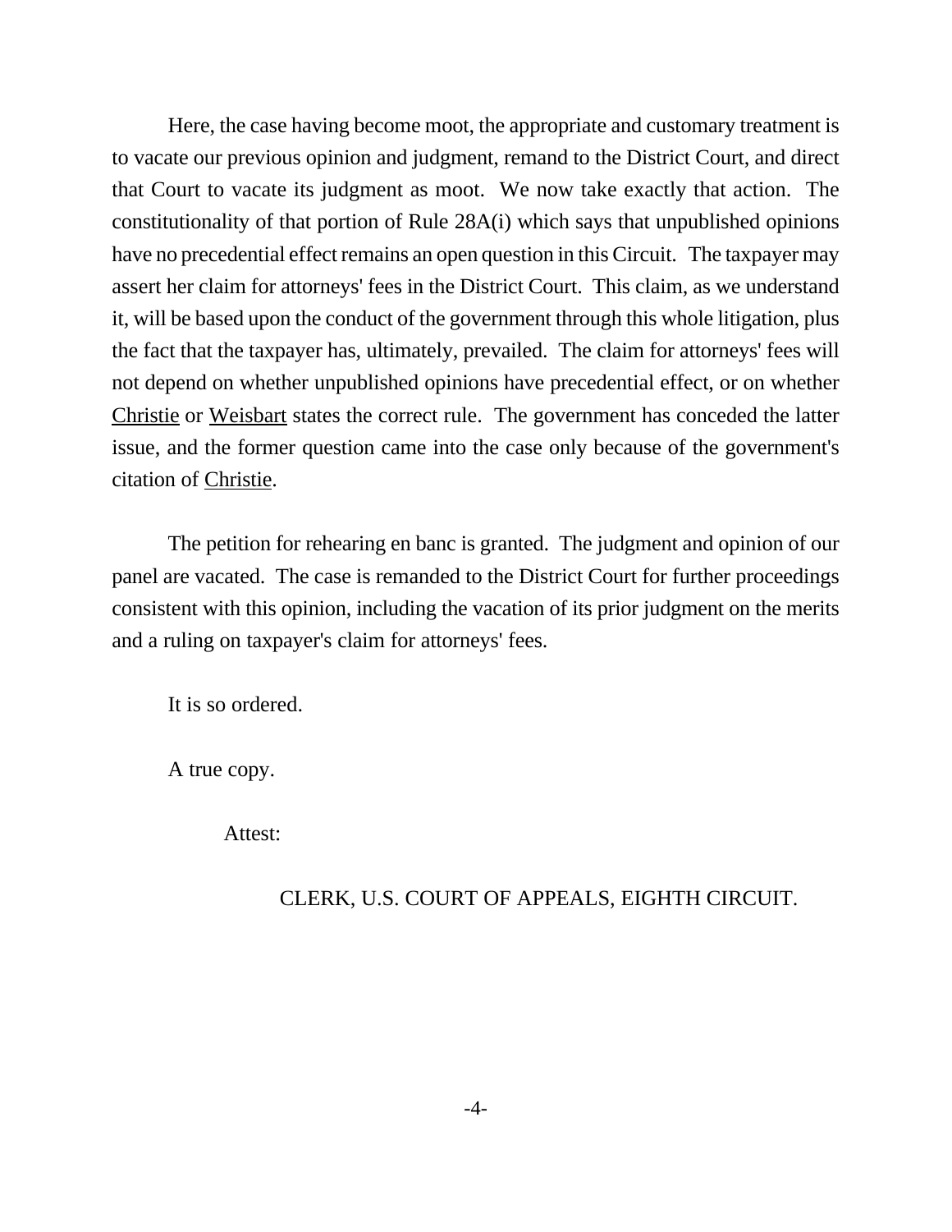Here, the case having become moot, the appropriate and customary treatment is to vacate our previous opinion and judgment, remand to the District Court, and direct that Court to vacate its judgment as moot. We now take exactly that action. The constitutionality of that portion of Rule 28A(i) which says that unpublished opinions have no precedential effect remains an open question in this Circuit. The taxpayer may assert her claim for attorneys' fees in the District Court. This claim, as we understand it, will be based upon the conduct of the government through this whole litigation, plus the fact that the taxpayer has, ultimately, prevailed. The claim for attorneys' fees will not depend on whether unpublished opinions have precedential effect, or on whether Christie or Weisbart states the correct rule. The government has conceded the latter issue, and the former question came into the case only because of the government's citation of Christie.

The petition for rehearing en banc is granted. The judgment and opinion of our panel are vacated. The case is remanded to the District Court for further proceedings consistent with this opinion, including the vacation of its prior judgment on the merits and a ruling on taxpayer's claim for attorneys' fees.

It is so ordered.

A true copy.

Attest:

CLERK, U.S. COURT OF APPEALS, EIGHTH CIRCUIT.